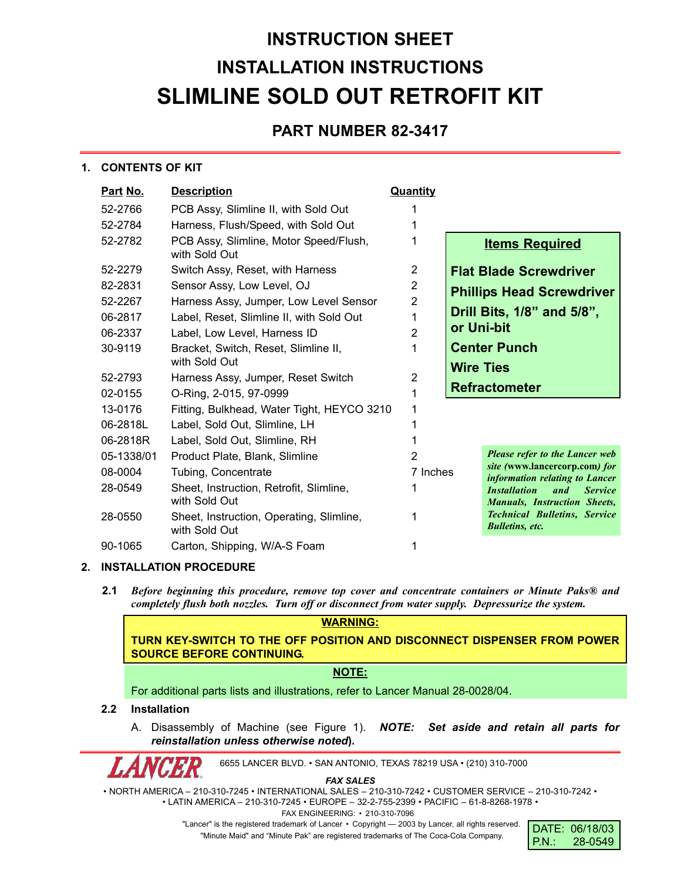# INSTRUCTION SHEET

# INSTALLATION INSTRUCTIONS

# SLIMLINE SOLD OUT RETROFIT KIT

## PART NUMBER 82-3417

### 1. CONTENTS OF KIT

| Part No. | Description | Quantity |
|---|---|---|
| 52-2766 | PCB Assy, Slimline II, with Sold Out | 1 |
| 52-2784 | Harness, Flush/Speed, with Sold Out | 1 |
| 52-2782 | PCB Assy, Slimline, Motor Speed/Flush, with Sold Out | 1 |
| 52-2279 | Switch Assy, Reset, with Harness | 2 |
| 82-2831 | Sensor Assy, Low Level, OJ | 2 |
| 52-2267 | Harness Assy, Jumper, Low Level Sensor | 2 |
| 06-2817 | Label, Reset, Slimline II, with Sold Out | 1 |
| 06-2337 | Label, Low Level, Harness ID | 2 |
| 30-9119 | Bracket, Switch, Reset, Slimline II, with Sold Out | 1 |
| 52-2793 | Harness Assy, Jumper, Reset Switch | 2 |
| 02-0155 | O-Ring, 2-015, 97-0999 | 1 |
| 13-0176 | Fitting, Bulkhead, Water Tight, HEYCO 3210 | 1 |
| 06-2818L | Label, Sold Out, Slimline, LH | 1 |
| 06-2818R | Label, Sold Out, Slimline, RH | 1 |
| 05-1338/01 | Product Plate, Blank, Slimline | 2 |
| 08-0004 | Tubing, Concentrate | 7 Inches |
| 28-0549 | Sheet, Instruction, Retrofit, Slimline, with Sold Out | 1 |
| 28-0550 | Sheet, Instruction, Operating, Slimline, with Sold Out | 1 |
| 90-1065 | Carton, Shipping, W/A-S Foam | 1 |

**Items Required**

- **Flat Blade Screwdriver**
- **Phillips Head Screwdriver**
- **Drill Bits, 1/8" and 5/8", or Uni-bit**
- **Center Punch**
- **Wire Ties**
- **Refractometer**

***Please refer to the Lancer web site (www.lancercorp.com) for information relating to Lancer Installation and Service Manuals, Instruction Sheets, Technical Bulletins, Service Bulletins, etc.***

### 2. INSTALLATION PROCEDURE

**2.1** ***Before beginning this procedure, remove top cover and concentrate containers or Minute Paks® and completely flush both nozzles. Turn off or disconnect from water supply. Depressurize the system.***

**WARNING:**

**TURN KEY-SWITCH TO THE OFF POSITION AND DISCONNECT DISPENSER FROM POWER SOURCE BEFORE CONTINUING.**

**NOTE:**

For additional parts lists and illustrations, refer to Lancer Manual 28-0028/04.

**2.2 Installation**

A. Disassembly of Machine (see Figure 1). ***NOTE: Set aside and retain all parts for reinstallation unless otherwise noted*).**

LANCER 6655 LANCER BLVD. • SAN ANTONIO, TEXAS 78219 USA • (210) 310-7000

*FAX SALES*

• NORTH AMERICA – 210-310-7245 • INTERNATIONAL SALES – 210-310-7242 • CUSTOMER SERVICE – 210-310-7242 •
• LATIN AMERICA – 210-310-7245 • EUROPE – 32-2-755-2399 • PACIFIC – 61-8-8268-1978 •

FAX ENGINEERING: • 210-310-7096

"Lancer" is the registered trademark of Lancer • Copyright — 2003 by Lancer, all rights reserved.
"Minute Maid" and "Minute Pak" are registered trademarks of The Coca-Cola Company.

DATE: 06/18/03
P.N.: 28-0549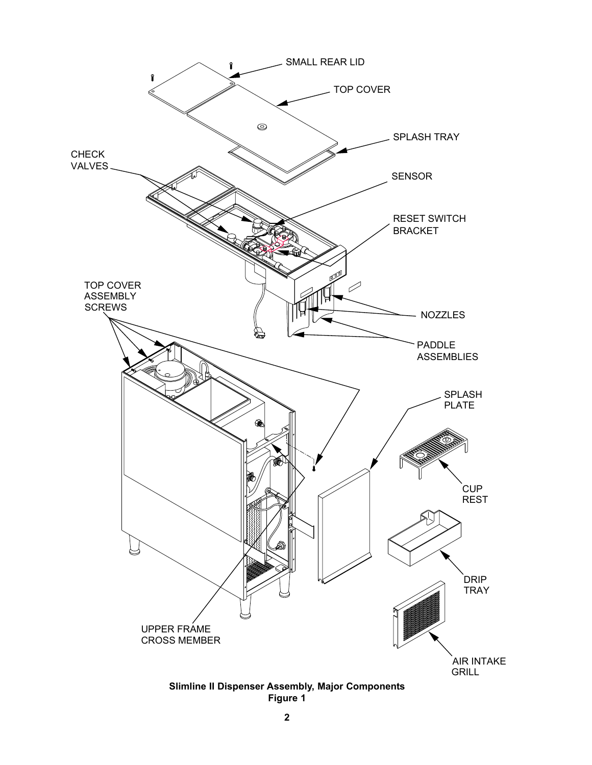SMALL REAR LID

TOP COVER

SPLASH TRAY

CHECK VALVES

SENSOR

RESET SWITCH BRACKET

TOP COVER ASSEMBLY SCREWS

NOZZLES

PADDLE ASSEMBLIES

SPLASH PLATE

CUP REST

DRIP TRAY

UPPER FRAME CROSS MEMBER

AIR INTAKE GRILL

**Slimline II Dispenser Assembly, Major Components**
**Figure 1**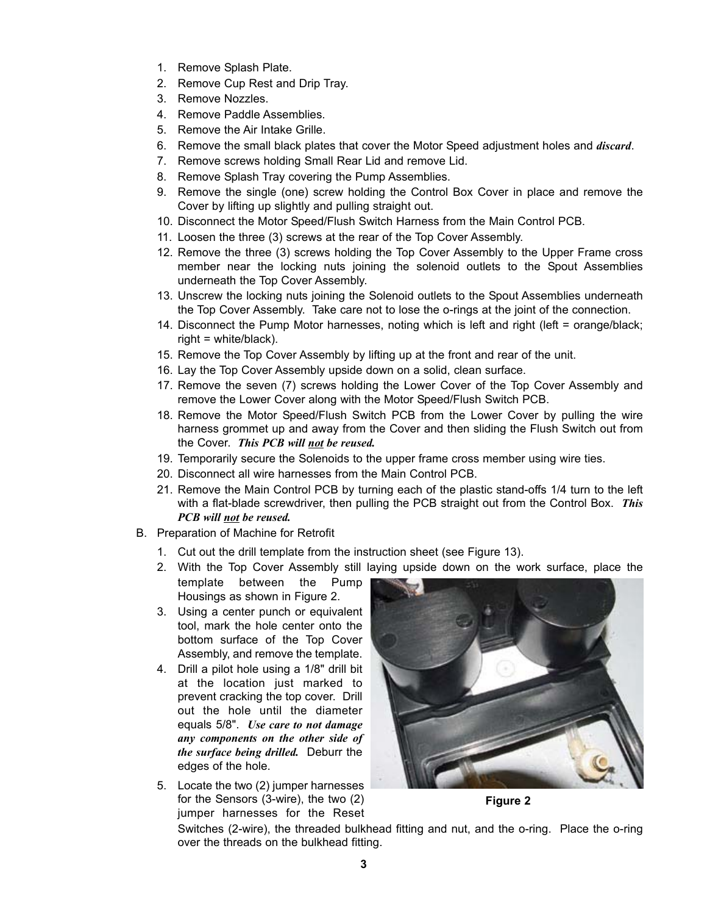1. Remove Splash Plate.
2. Remove Cup Rest and Drip Tray.
3. Remove Nozzles.
4. Remove Paddle Assemblies.
5. Remove the Air Intake Grille.
6. Remove the small black plates that cover the Motor Speed adjustment holes and ***discard***.
7. Remove screws holding Small Rear Lid and remove Lid.
8. Remove Splash Tray covering the Pump Assemblies.
9. Remove the single (one) screw holding the Control Box Cover in place and remove the Cover by lifting up slightly and pulling straight out.
10. Disconnect the Motor Speed/Flush Switch Harness from the Main Control PCB.
11. Loosen the three (3) screws at the rear of the Top Cover Assembly.
12. Remove the three (3) screws holding the Top Cover Assembly to the Upper Frame cross member near the locking nuts joining the solenoid outlets to the Spout Assemblies underneath the Top Cover Assembly.
13. Unscrew the locking nuts joining the Solenoid outlets to the Spout Assemblies underneath the Top Cover Assembly. Take care not to lose the o-rings at the joint of the connection.
14. Disconnect the Pump Motor harnesses, noting which is left and right (left = orange/black; right = white/black).
15. Remove the Top Cover Assembly by lifting up at the front and rear of the unit.
16. Lay the Top Cover Assembly upside down on a solid, clean surface.
17. Remove the seven (7) screws holding the Lower Cover of the Top Cover Assembly and remove the Lower Cover along with the Motor Speed/Flush Switch PCB.
18. Remove the Motor Speed/Flush Switch PCB from the Lower Cover by pulling the wire harness grommet up and away from the Cover and then sliding the Flush Switch out from the Cover. ***This PCB will <u>not</u> be reused.***
19. Temporarily secure the Solenoids to the upper frame cross member using wire ties.
20. Disconnect all wire harnesses from the Main Control PCB.
21. Remove the Main Control PCB by turning each of the plastic stand-offs 1/4 turn to the left with a flat-blade screwdriver, then pulling the PCB straight out from the Control Box. ***This PCB will <u>not</u> be reused.***

B. Preparation of Machine for Retrofit

1. Cut out the drill template from the instruction sheet (see Figure 13).
2. With the Top Cover Assembly still laying upside down on the work surface, place the template between the Pump Housings as shown in Figure 2.
3. Using a center punch or equivalent tool, mark the hole center onto the bottom surface of the Top Cover Assembly, and remove the template.
4. Drill a pilot hole using a 1/8" drill bit at the location just marked to prevent cracking the top cover. Drill out the hole until the diameter equals 5/8". ***Use care to not damage any components on the other side of the surface being drilled.*** Deburr the edges of the hole.
5. Locate the two (2) jumper harnesses for the Sensors (3-wire), the two (2) jumper harnesses for the Reset Switches (2-wire), the threaded bulkhead fitting and nut, and the o-ring. Place the o-ring over the threads on the bulkhead fitting.

**Figure 2**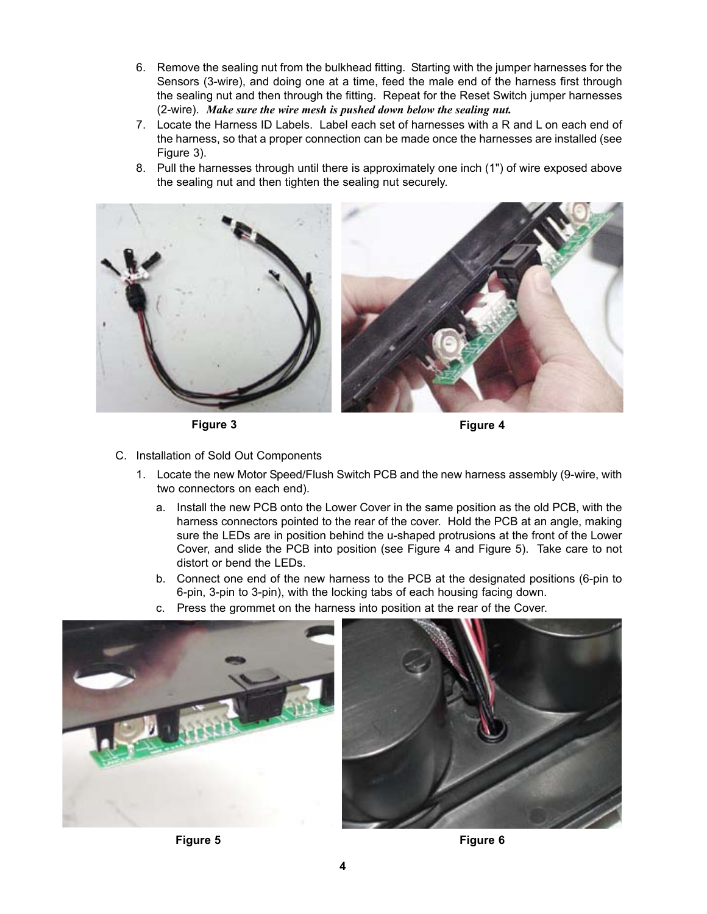6. Remove the sealing nut from the bulkhead fitting. Starting with the jumper harnesses for the Sensors (3-wire), and doing one at a time, feed the male end of the harness first through the sealing nut and then through the fitting. Repeat for the Reset Switch jumper harnesses (2-wire). ***Make sure the wire mesh is pushed down below the sealing nut.***
7. Locate the Harness ID Labels. Label each set of harnesses with a R and L on each end of the harness, so that a proper connection can be made once the harnesses are installed (see Figure 3).
8. Pull the harnesses through until there is approximately one inch (1") of wire exposed above the sealing nut and then tighten the sealing nut securely.

**Figure 3**

**Figure 4**

C. Installation of Sold Out Components

1. Locate the new Motor Speed/Flush Switch PCB and the new harness assembly (9-wire, with two connectors on each end).
   a. Install the new PCB onto the Lower Cover in the same position as the old PCB, with the harness connectors pointed to the rear of the cover. Hold the PCB at an angle, making sure the LEDs are in position behind the u-shaped protrusions at the front of the Lower Cover, and slide the PCB into position (see Figure 4 and Figure 5). Take care to not distort or bend the LEDs.
   b. Connect one end of the new harness to the PCB at the designated positions (6-pin to 6-pin, 3-pin to 3-pin), with the locking tabs of each housing facing down.
   c. Press the grommet on the harness into position at the rear of the Cover.

**Figure 5**

**Figure 6**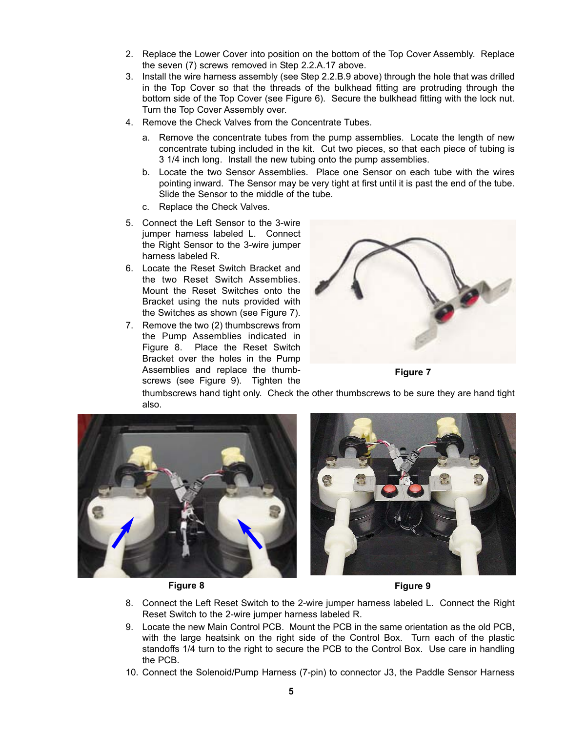2. Replace the Lower Cover into position on the bottom of the Top Cover Assembly. Replace the seven (7) screws removed in Step 2.2.A.17 above.
3. Install the wire harness assembly (see Step 2.2.B.9 above) through the hole that was drilled in the Top Cover so that the threads of the bulkhead fitting are protruding through the bottom side of the Top Cover (see Figure 6). Secure the bulkhead fitting with the lock nut. Turn the Top Cover Assembly over.
4. Remove the Check Valves from the Concentrate Tubes.
   a. Remove the concentrate tubes from the pump assemblies. Locate the length of new concentrate tubing included in the kit. Cut two pieces, so that each piece of tubing is 3 1/4 inch long. Install the new tubing onto the pump assemblies.
   b. Locate the two Sensor Assemblies. Place one Sensor on each tube with the wires pointing inward. The Sensor may be very tight at first until it is past the end of the tube. Slide the Sensor to the middle of the tube.
   c. Replace the Check Valves.
5. Connect the Left Sensor to the 3-wire jumper harness labeled L. Connect the Right Sensor to the 3-wire jumper harness labeled R.
6. Locate the Reset Switch Bracket and the two Reset Switch Assemblies. Mount the Reset Switches onto the Bracket using the nuts provided with the Switches as shown (see Figure 7).
7. Remove the two (2) thumbscrews from the Pump Assemblies indicated in Figure 8. Place the Reset Switch Bracket over the holes in the Pump Assemblies and replace the thumbscrews (see Figure 9). Tighten the thumbscrews hand tight only. Check the other thumbscrews to be sure they are hand tight also.

Figure 7

Figure 8

Figure 9

8. Connect the Left Reset Switch to the 2-wire jumper harness labeled L. Connect the Right Reset Switch to the 2-wire jumper harness labeled R.
9. Locate the new Main Control PCB. Mount the PCB in the same orientation as the old PCB, with the large heatsink on the right side of the Control Box. Turn each of the plastic standoffs 1/4 turn to the right to secure the PCB to the Control Box. Use care in handling the PCB.
10. Connect the Solenoid/Pump Harness (7-pin) to connector J3, the Paddle Sensor Harness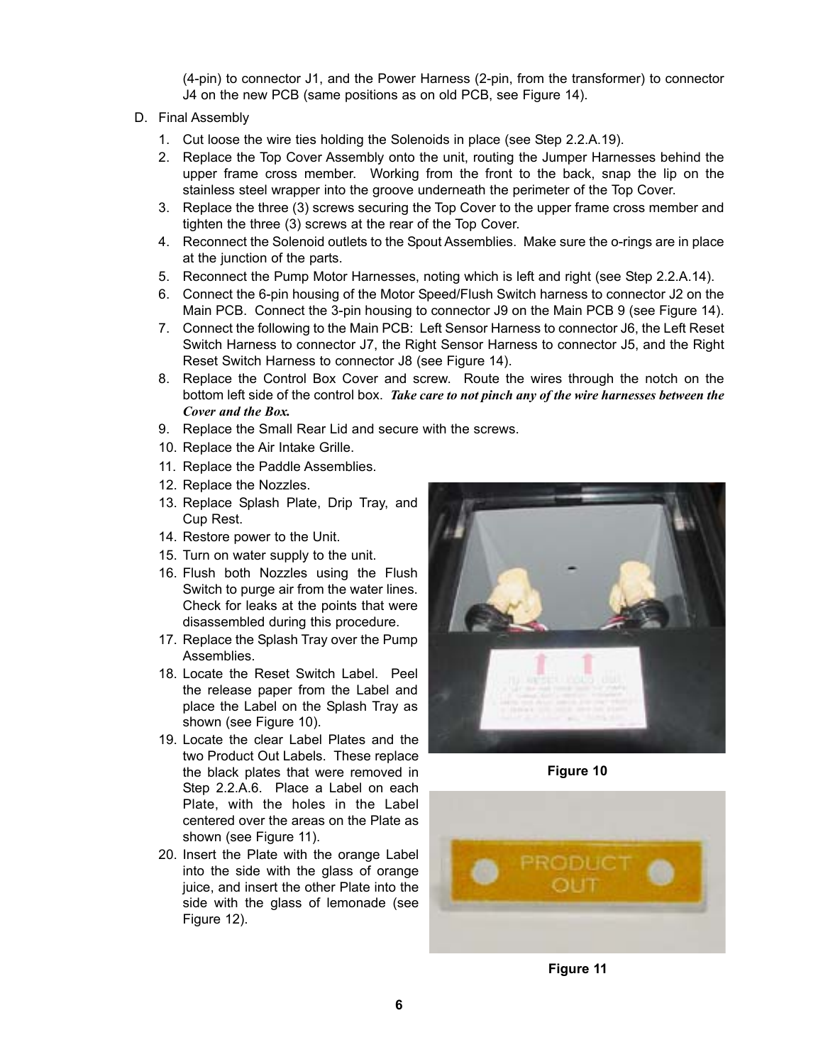(4-pin) to connector J1, and the Power Harness (2-pin, from the transformer) to connector J4 on the new PCB (same positions as on old PCB, see Figure 14).

D. Final Assembly

1. Cut loose the wire ties holding the Solenoids in place (see Step 2.2.A.19).
2. Replace the Top Cover Assembly onto the unit, routing the Jumper Harnesses behind the upper frame cross member. Working from the front to the back, snap the lip on the stainless steel wrapper into the groove underneath the perimeter of the Top Cover.
3. Replace the three (3) screws securing the Top Cover to the upper frame cross member and tighten the three (3) screws at the rear of the Top Cover.
4. Reconnect the Solenoid outlets to the Spout Assemblies. Make sure the o-rings are in place at the junction of the parts.
5. Reconnect the Pump Motor Harnesses, noting which is left and right (see Step 2.2.A.14).
6. Connect the 6-pin housing of the Motor Speed/Flush Switch harness to connector J2 on the Main PCB. Connect the 3-pin housing to connector J9 on the Main PCB 9 (see Figure 14).
7. Connect the following to the Main PCB: Left Sensor Harness to connector J6, the Left Reset Switch Harness to connector J7, the Right Sensor Harness to connector J5, and the Right Reset Switch Harness to connector J8 (see Figure 14).
8. Replace the Control Box Cover and screw. Route the wires through the notch on the bottom left side of the control box. ***Take care to not pinch any of the wire harnesses between the Cover and the Box.***
9. Replace the Small Rear Lid and secure with the screws.
10. Replace the Air Intake Grille.
11. Replace the Paddle Assemblies.
12. Replace the Nozzles.
13. Replace Splash Plate, Drip Tray, and Cup Rest.
14. Restore power to the Unit.
15. Turn on water supply to the unit.
16. Flush both Nozzles using the Flush Switch to purge air from the water lines. Check for leaks at the points that were disassembled during this procedure.
17. Replace the Splash Tray over the Pump Assemblies.
18. Locate the Reset Switch Label. Peel the release paper from the Label and place the Label on the Splash Tray as shown (see Figure 10).
19. Locate the clear Label Plates and the two Product Out Labels. These replace the black plates that were removed in Step 2.2.A.6. Place a Label on each Plate, with the holes in the Label centered over the areas on the Plate as shown (see Figure 11).
20. Insert the Plate with the orange Label into the side with the glass of orange juice, and insert the other Plate into the side with the glass of lemonade (see Figure 12).

**Figure 10**

**Figure 11**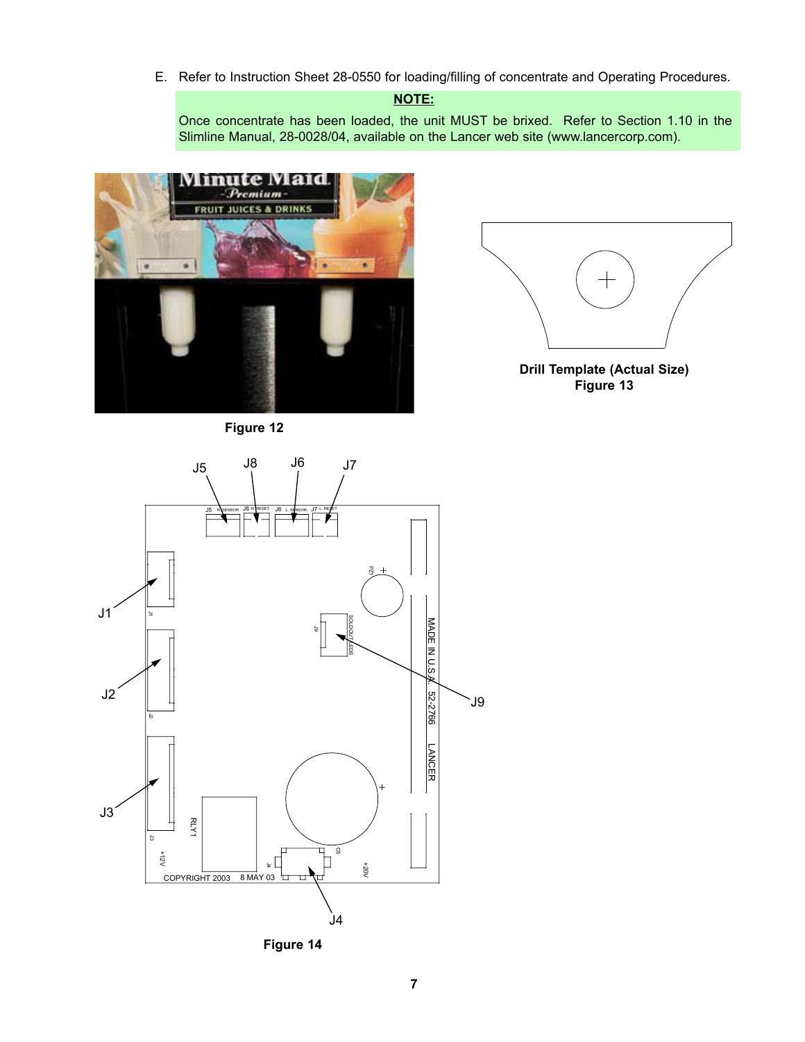E. Refer to Instruction Sheet 28-0550 for loading/filling of concentrate and Operating Procedures.

**NOTE:**

Once concentrate has been loaded, the unit MUST be brixed. Refer to Section 1.10 in the Slimline Manual, 28-0028/04, available on the Lancer web site (www.lancercorp.com).

Figure 12

**Drill Template (Actual Size)**
**Figure 13**

J5
J8
J6
J7
J1
J2
J3
J9
J4

Figure 14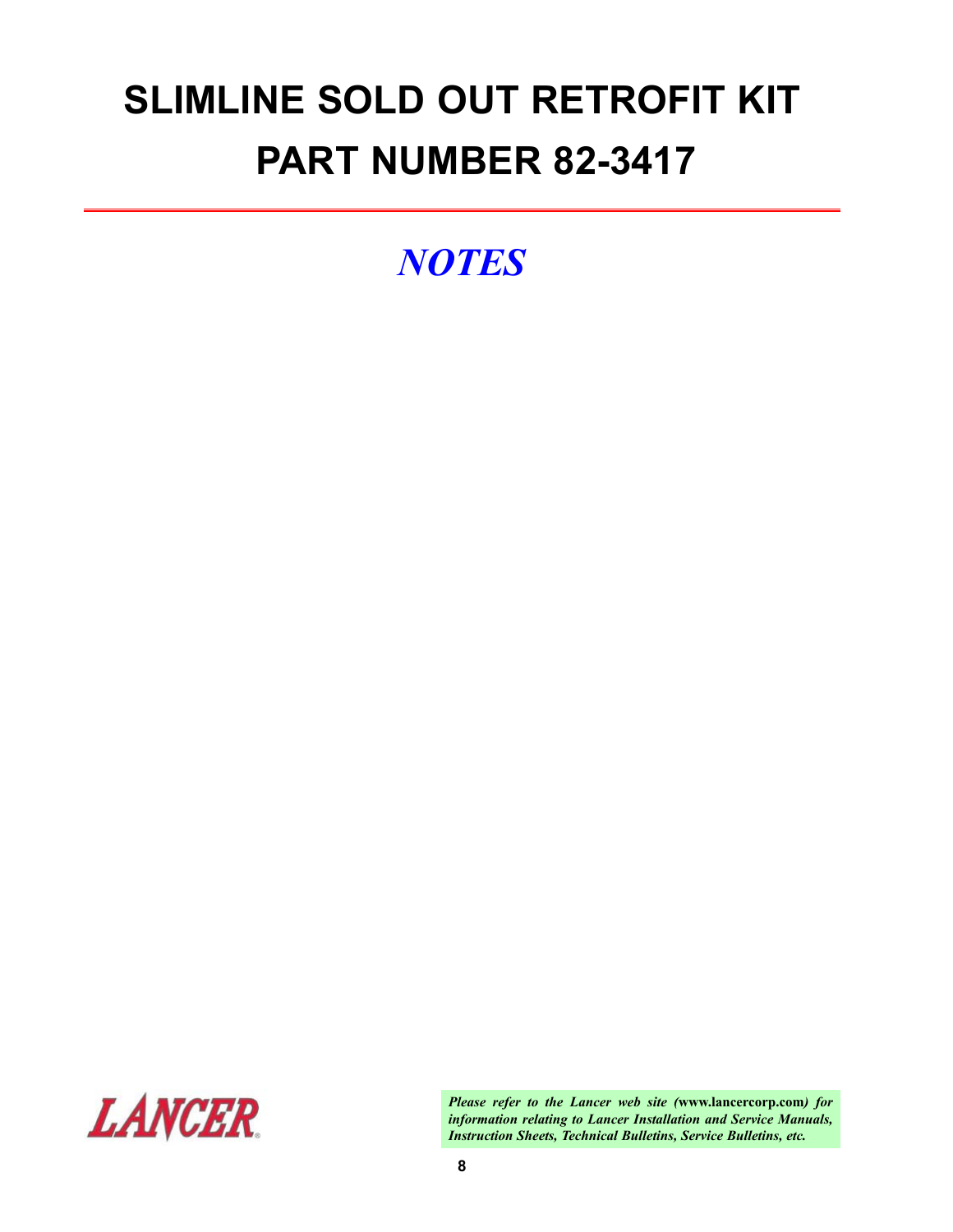# SLIMLINE SOLD OUT RETROFIT KIT
# PART NUMBER 82-3417

## *NOTES*

LANCER

*Please refer to the Lancer web site (***www.lancercorp.com***) for information relating to Lancer Installation and Service Manuals, Instruction Sheets, Technical Bulletins, Service Bulletins, etc.*